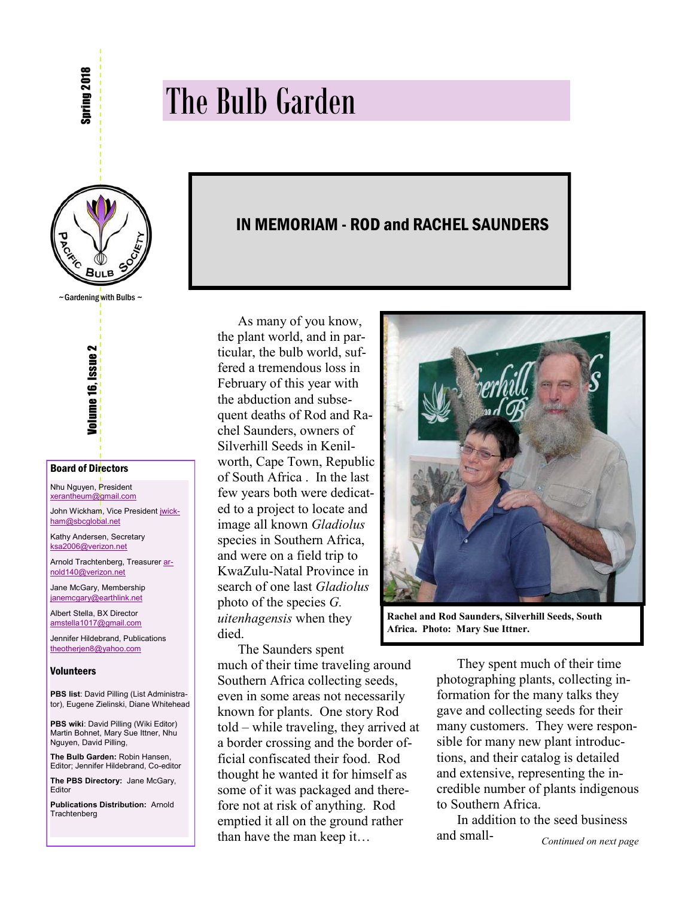# The Bulb Garden

Spring 2018

Volume 16, Issue 2

~ Gardening with Bulbs ~

**Board of Directors**

Nhu Nguyen, President
xerantheum@gmail.com

John Wickham, Vice President jwickham@sbcglobal.net

Kathy Andersen, Secretary
ksa2006@verizon.net

Arnold Trachtenberg, Treasurer arnold140@verizon.net

Jane McGary, Membership
janemcgary@earthlink.net

Albert Stella, BX Director
amstella1017@gmail.com

Jennifer Hildebrand, Publications
theotherjen8@yahoo.com

**Volunteers**

**PBS list**: David Pilling (List Administrator), Eugene Zielinski, Diane Whitehead

**PBS wiki**: David Pilling (Wiki Editor) Martin Bohnet, Mary Sue Ittner, Nhu Nguyen, David Pilling,

**The Bulb Garden:** Robin Hansen, Editor; Jennifer Hildebrand, Co-editor

**The PBS Directory:** Jane McGary, Editor

**Publications Distribution:** Arnold Trachtenberg

## IN MEMORIAM - ROD and RACHEL SAUNDERS

As many of you know, the plant world, and in particular, the bulb world, suffered a tremendous loss in February of this year with the abduction and subsequent deaths of Rod and Rachel Saunders, owners of Silverhill Seeds in Kenilworth, Cape Town, Republic of South Africa . In the last few years both were dedicated to a project to locate and image all known *Gladiolus* species in Southern Africa, and were on a field trip to KwaZulu-Natal Province in search of one last *Gladiolus* photo of the species *G. uitenhagensis* when they died.

Rachel and Rod Saunders, Silverhill Seeds, South Africa. Photo: Mary Sue Ittner.

The Saunders spent much of their time traveling around Southern Africa collecting seeds, even in some areas not necessarily known for plants. One story Rod told – while traveling, they arrived at a border crossing and the border official confiscated their food. Rod thought he wanted it for himself as some of it was packaged and therefore not at risk of anything. Rod emptied it all on the ground rather than have the man keep it…

They spent much of their time photographing plants, collecting information for the many talks they gave and collecting seeds for their many customers. They were responsible for many new plant introductions, and their catalog is detailed and extensive, representing the incredible number of plants indigenous to Southern Africa.

In addition to the seed business and small-

*Continued on next page*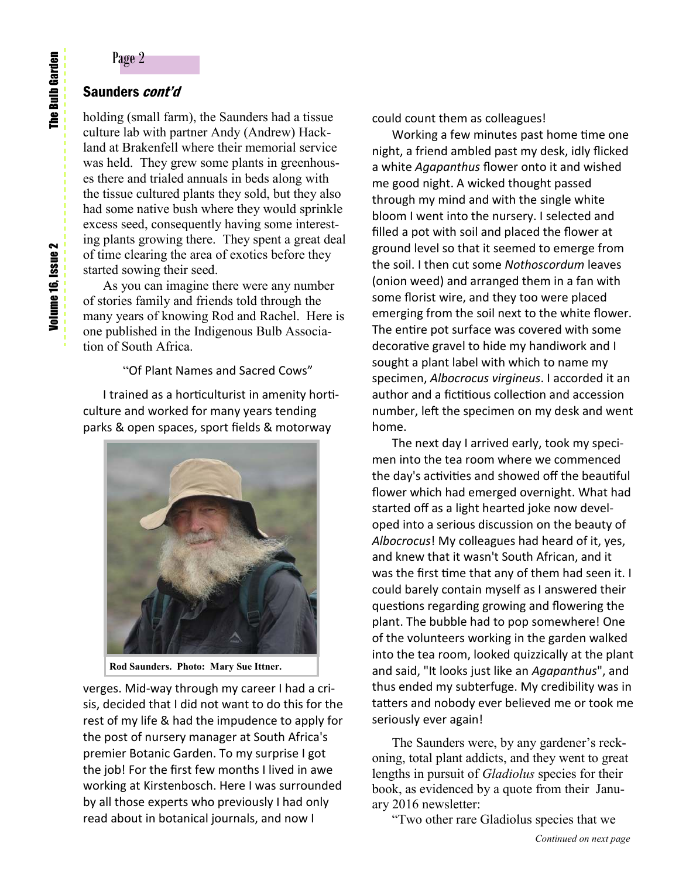## Saunders *cont'd*

holding (small farm), the Saunders had a tissue culture lab with partner Andy (Andrew) Hackland at Brakenfell where their memorial service was held. They grew some plants in greenhouses there and trialed annuals in beds along with the tissue cultured plants they sold, but they also had some native bush where they would sprinkle excess seed, consequently having some interesting plants growing there. They spent a great deal of time clearing the area of exotics before they started sowing their seed.

As you can imagine there were any number of stories family and friends told through the many years of knowing Rod and Rachel. Here is one published in the Indigenous Bulb Association of South Africa.

"Of Plant Names and Sacred Cows"

I trained as a horticulturist in amenity horticulture and worked for many years tending parks & open spaces, sport fields & motorway verges. Mid-way through my career I had a crisis, decided that I did not want to do this for the rest of my life & had the impudence to apply for the post of nursery manager at South Africa's premier Botanic Garden. To my surprise I got the job! For the first few months I lived in awe working at Kirstenbosch. Here I was surrounded by all those experts who previously I had only read about in botanical journals, and now I could count them as colleagues!

**Rod Saunders. Photo: Mary Sue Ittner.**

Working a few minutes past home time one night, a friend ambled past my desk, idly flicked a white *Agapanthus* flower onto it and wished me good night. A wicked thought passed through my mind and with the single white bloom I went into the nursery. I selected and filled a pot with soil and placed the flower at ground level so that it seemed to emerge from the soil. I then cut some *Nothoscordum* leaves (onion weed) and arranged them in a fan with some florist wire, and they too were placed emerging from the soil next to the white flower. The entire pot surface was covered with some decorative gravel to hide my handiwork and I sought a plant label with which to name my specimen, *Albocrocus virgineus*. I accorded it an author and a fictitious collection and accession number, left the specimen on my desk and went home.

The next day I arrived early, took my specimen into the tea room where we commenced the day's activities and showed off the beautiful flower which had emerged overnight. What had started off as a light hearted joke now developed into a serious discussion on the beauty of *Albocrocus*! My colleagues had heard of it, yes, and knew that it wasn't South African, and it was the first time that any of them had seen it. I could barely contain myself as I answered their questions regarding growing and flowering the plant. The bubble had to pop somewhere! One of the volunteers working in the garden walked into the tea room, looked quizzically at the plant and said, "It looks just like an *Agapanthus*", and thus ended my subterfuge. My credibility was in tatters and nobody ever believed me or took me seriously ever again!

The Saunders were, by any gardener's reckoning, total plant addicts, and they went to great lengths in pursuit of *Gladiolus* species for their book, as evidenced by a quote from their January 2016 newsletter:

"Two other rare Gladiolus species that we

*Continued on next page*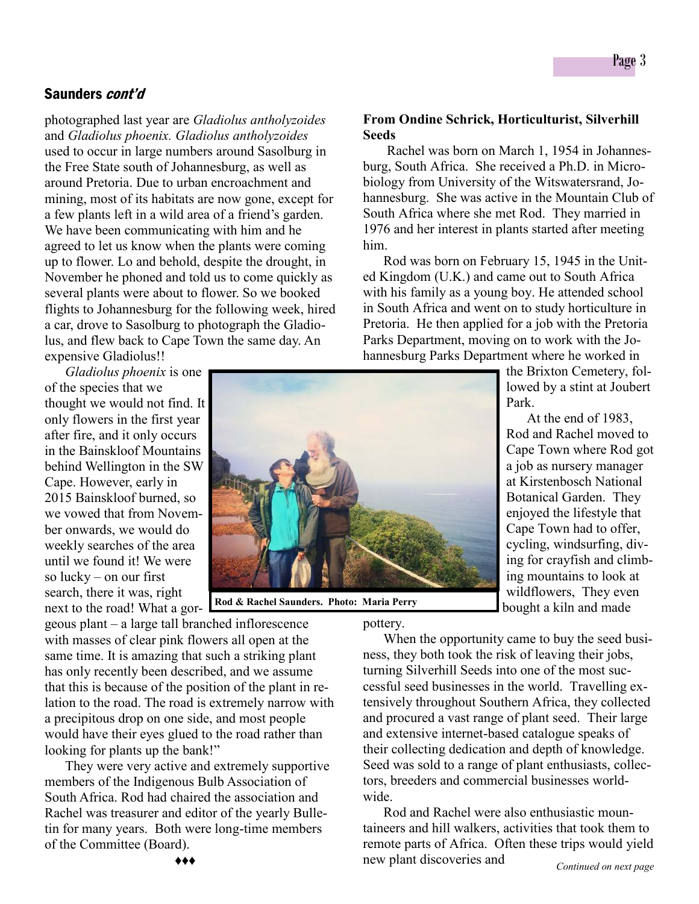### Saunders *cont'd*

photographed last year are *Gladiolus antholyzoides* and *Gladiolus phoenix. Gladiolus antholyzoides* used to occur in large numbers around Sasolburg in the Free State south of Johannesburg, as well as around Pretoria. Due to urban encroachment and mining, most of its habitats are now gone, except for a few plants left in a wild area of a friend's garden. We have been communicating with him and he agreed to let us know when the plants were coming up to flower. Lo and behold, despite the drought, in November he phoned and told us to come quickly as several plants were about to flower. So we booked flights to Johannesburg for the following week, hired a car, drove to Sasolburg to photograph the Gladiolus, and flew back to Cape Town the same day. An expensive Gladiolus!!

*Gladiolus phoenix* is one of the species that we thought we would not find. It only flowers in the first year after fire, and it only occurs in the Bainskloof Mountains behind Wellington in the SW Cape. However, early in 2015 Bainskloof burned, so we vowed that from November onwards, we would do weekly searches of the area until we found it! We were so lucky – on our first search, there it was, right next to the road! What a gorgeous plant – a large tall branched inflorescence with masses of clear pink flowers all open at the same time. It is amazing that such a striking plant has only recently been described, and we assume that this is because of the position of the plant in relation to the road. The road is extremely narrow with a precipitous drop on one side, and most people would have their eyes glued to the road rather than looking for plants up the bank!"

They were very active and extremely supportive members of the Indigenous Bulb Association of South Africa. Rod had chaired the association and Rachel was treasurer and editor of the yearly Bulletin for many years. Both were long-time members of the Committee (Board).

♦♦♦

**Rod & Rachel Saunders. Photo: Maria Perry**

**From Ondine Schrick, Horticulturist, Silverhill Seeds**

Rachel was born on March 1, 1954 in Johannesburg, South Africa. She received a Ph.D. in Microbiology from University of the Witswatersrand, Johannesburg. She was active in the Mountain Club of South Africa where she met Rod. They married in 1976 and her interest in plants started after meeting him.

Rod was born on February 15, 1945 in the United Kingdom (U.K.) and came out to South Africa with his family as a young boy. He attended school in South Africa and went on to study horticulture in Pretoria. He then applied for a job with the Pretoria Parks Department, moving on to work with the Johannesburg Parks Department where he worked in the Brixton Cemetery, followed by a stint at Joubert Park.

At the end of 1983, Rod and Rachel moved to Cape Town where Rod got a job as nursery manager at Kirstenbosch National Botanical Garden. They enjoyed the lifestyle that Cape Town had to offer, cycling, windsurfing, diving for crayfish and climbing mountains to look at wildflowers, They even bought a kiln and made pottery.

When the opportunity came to buy the seed business, they both took the risk of leaving their jobs, turning Silverhill Seeds into one of the most successful seed businesses in the world. Travelling extensively throughout Southern Africa, they collected and procured a vast range of plant seed. Their large and extensive internet-based catalogue speaks of their collecting dedication and depth of knowledge. Seed was sold to a range of plant enthusiasts, collectors, breeders and commercial businesses worldwide.

Rod and Rachel were also enthusiastic mountaineers and hill walkers, activities that took them to remote parts of Africa. Often these trips would yield new plant discoveries and

*Continued on next page*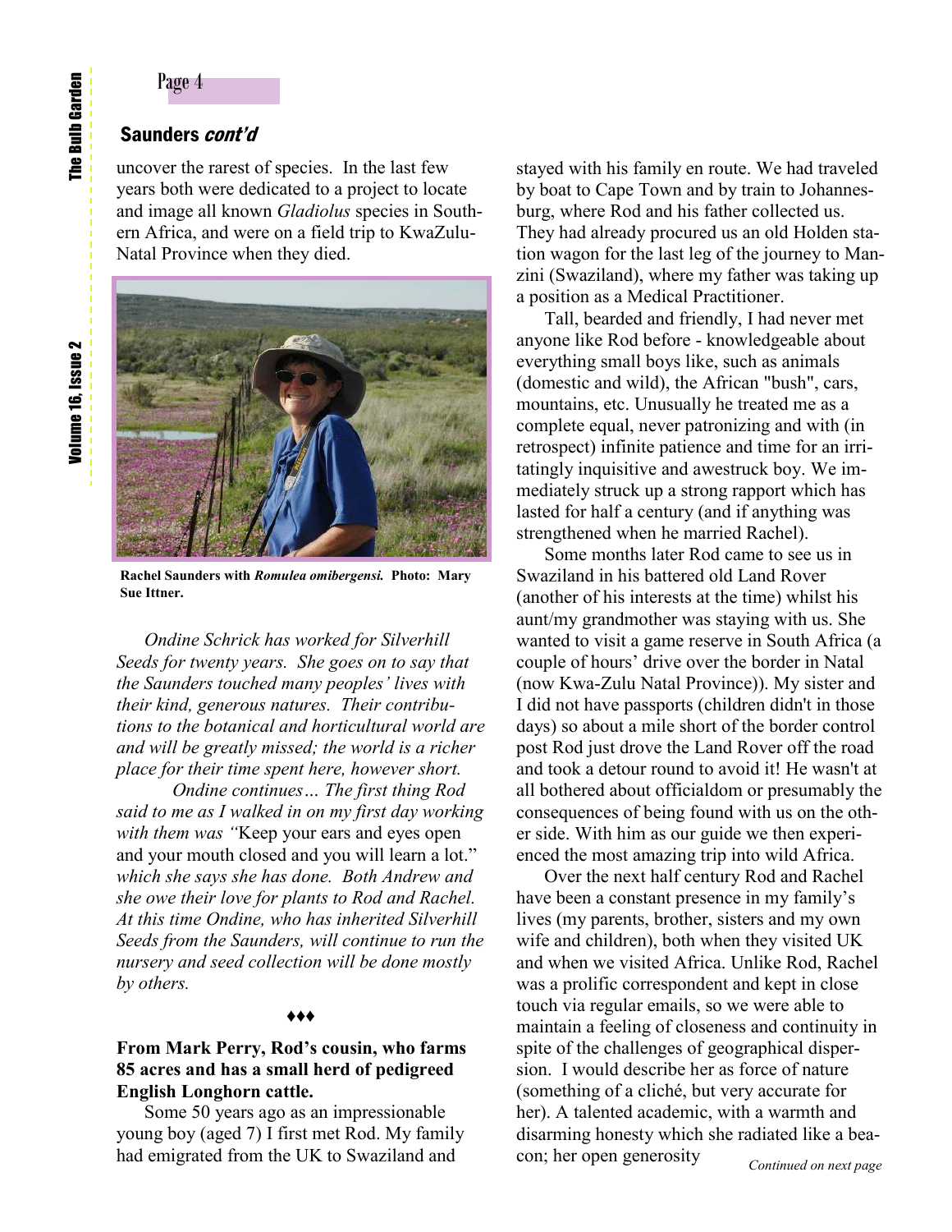## Saunders *cont'd*

uncover the rarest of species. In the last few years both were dedicated to a project to locate and image all known *Gladiolus* species in Southern Africa, and were on a field trip to KwaZulu-Natal Province when they died.

**Rachel Saunders with *Romulea omibergensi.* Photo: Mary Sue Ittner.**

*Ondine Schrick has worked for Silverhill Seeds for twenty years. She goes on to say that the Saunders touched many peoples' lives with their kind, generous natures. Their contributions to the botanical and horticultural world are and will be greatly missed; the world is a richer place for their time spent here, however short.*

*Ondine continues… The first thing Rod said to me as I walked in on my first day working with them was "*Keep your ears and eyes open and your mouth closed and you will learn a lot." *which she says she has done. Both Andrew and she owe their love for plants to Rod and Rachel. At this time Ondine, who has inherited Silverhill Seeds from the Saunders, will continue to run the nursery and seed collection will be done mostly by others.*

♦♦♦

**From Mark Perry, Rod's cousin, who farms 85 acres and has a small herd of pedigreed English Longhorn cattle.**

Some 50 years ago as an impressionable young boy (aged 7) I first met Rod. My family had emigrated from the UK to Swaziland and stayed with his family en route. We had traveled by boat to Cape Town and by train to Johannesburg, where Rod and his father collected us. They had already procured us an old Holden station wagon for the last leg of the journey to Manzini (Swaziland), where my father was taking up a position as a Medical Practitioner.

Tall, bearded and friendly, I had never met anyone like Rod before - knowledgeable about everything small boys like, such as animals (domestic and wild), the African "bush", cars, mountains, etc. Unusually he treated me as a complete equal, never patronizing and with (in retrospect) infinite patience and time for an irritatingly inquisitive and awestruck boy. We immediately struck up a strong rapport which has lasted for half a century (and if anything was strengthened when he married Rachel).

Some months later Rod came to see us in Swaziland in his battered old Land Rover (another of his interests at the time) whilst his aunt/my grandmother was staying with us. She wanted to visit a game reserve in South Africa (a couple of hours' drive over the border in Natal (now Kwa-Zulu Natal Province)). My sister and I did not have passports (children didn't in those days) so about a mile short of the border control post Rod just drove the Land Rover off the road and took a detour round to avoid it! He wasn't at all bothered about officialdom or presumably the consequences of being found with us on the other side. With him as our guide we then experienced the most amazing trip into wild Africa.

Over the next half century Rod and Rachel have been a constant presence in my family's lives (my parents, brother, sisters and my own wife and children), both when they visited UK and when we visited Africa. Unlike Rod, Rachel was a prolific correspondent and kept in close touch via regular emails, so we were able to maintain a feeling of closeness and continuity in spite of the challenges of geographical dispersion. I would describe her as force of nature (something of a cliché, but very accurate for her). A talented academic, with a warmth and disarming honesty which she radiated like a beacon; her open generosity

*Continued on next page*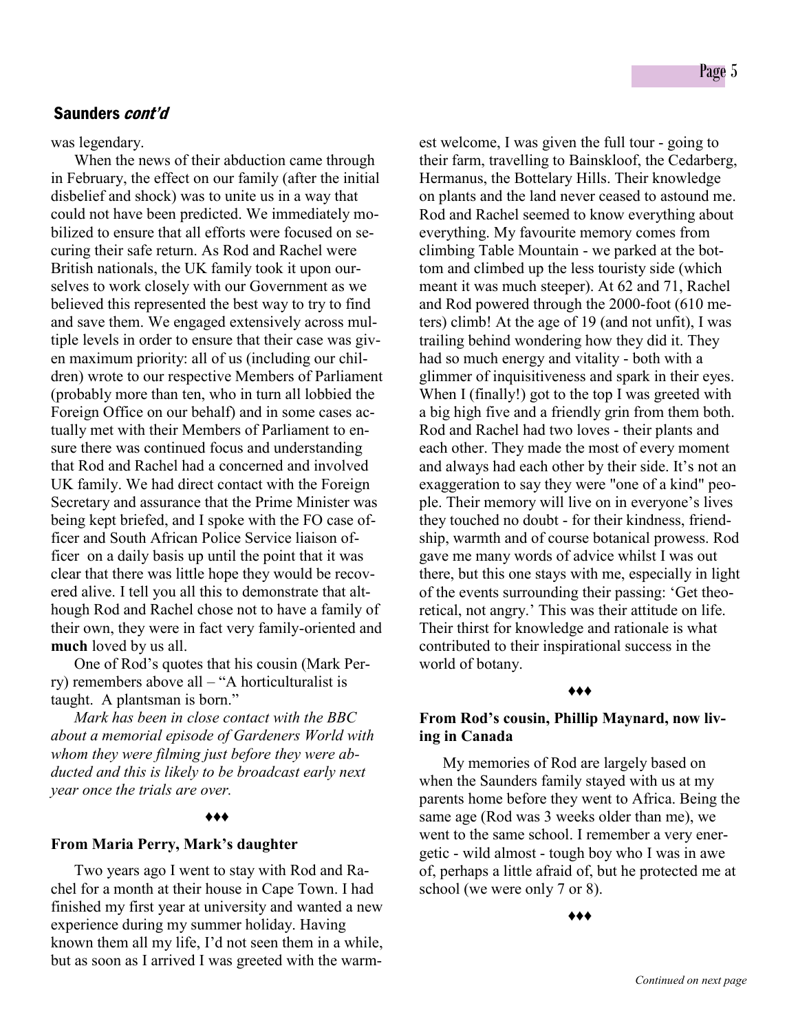## Saunders *cont'd*

was legendary.

When the news of their abduction came through in February, the effect on our family (after the initial disbelief and shock) was to unite us in a way that could not have been predicted. We immediately mobilized to ensure that all efforts were focused on securing their safe return. As Rod and Rachel were British nationals, the UK family took it upon ourselves to work closely with our Government as we believed this represented the best way to try to find and save them. We engaged extensively across multiple levels in order to ensure that their case was given maximum priority: all of us (including our children) wrote to our respective Members of Parliament (probably more than ten, who in turn all lobbied the Foreign Office on our behalf) and in some cases actually met with their Members of Parliament to ensure there was continued focus and understanding that Rod and Rachel had a concerned and involved UK family. We had direct contact with the Foreign Secretary and assurance that the Prime Minister was being kept briefed, and I spoke with the FO case officer and South African Police Service liaison officer on a daily basis up until the point that it was clear that there was little hope they would be recovered alive. I tell you all this to demonstrate that although Rod and Rachel chose not to have a family of their own, they were in fact very family-oriented and **much** loved by us all.

One of Rod's quotes that his cousin (Mark Perry) remembers above all – "A horticulturalist is taught. A plantsman is born."

*Mark has been in close contact with the BBC about a memorial episode of Gardeners World with whom they were filming just before they were abducted and this is likely to be broadcast early next year once the trials are over.*

♦♦♦

### From Maria Perry, Mark's daughter

Two years ago I went to stay with Rod and Rachel for a month at their house in Cape Town. I had finished my first year at university and wanted a new experience during my summer holiday. Having known them all my life, I'd not seen them in a while, but as soon as I arrived I was greeted with the warmest welcome, I was given the full tour - going to their farm, travelling to Bainskloof, the Cedarberg, Hermanus, the Bottelary Hills. Their knowledge on plants and the land never ceased to astound me. Rod and Rachel seemed to know everything about everything. My favourite memory comes from climbing Table Mountain - we parked at the bottom and climbed up the less touristy side (which meant it was much steeper). At 62 and 71, Rachel and Rod powered through the 2000-foot (610 meters) climb! At the age of 19 (and not unfit), I was trailing behind wondering how they did it. They had so much energy and vitality - both with a glimmer of inquisitiveness and spark in their eyes. When I (finally!) got to the top I was greeted with a big high five and a friendly grin from them both. Rod and Rachel had two loves - their plants and each other. They made the most of every moment and always had each other by their side. It's not an exaggeration to say they were "one of a kind" people. Their memory will live on in everyone's lives they touched no doubt - for their kindness, friendship, warmth and of course botanical prowess. Rod gave me many words of advice whilst I was out there, but this one stays with me, especially in light of the events surrounding their passing: 'Get theoretical, not angry.' This was their attitude on life. Their thirst for knowledge and rationale is what contributed to their inspirational success in the world of botany.

♦♦♦

### From Rod's cousin, Phillip Maynard, now living in Canada

My memories of Rod are largely based on when the Saunders family stayed with us at my parents home before they went to Africa. Being the same age (Rod was 3 weeks older than me), we went to the same school. I remember a very energetic - wild almost - tough boy who I was in awe of, perhaps a little afraid of, but he protected me at school (we were only 7 or 8).

♦♦♦

*Continued on next page*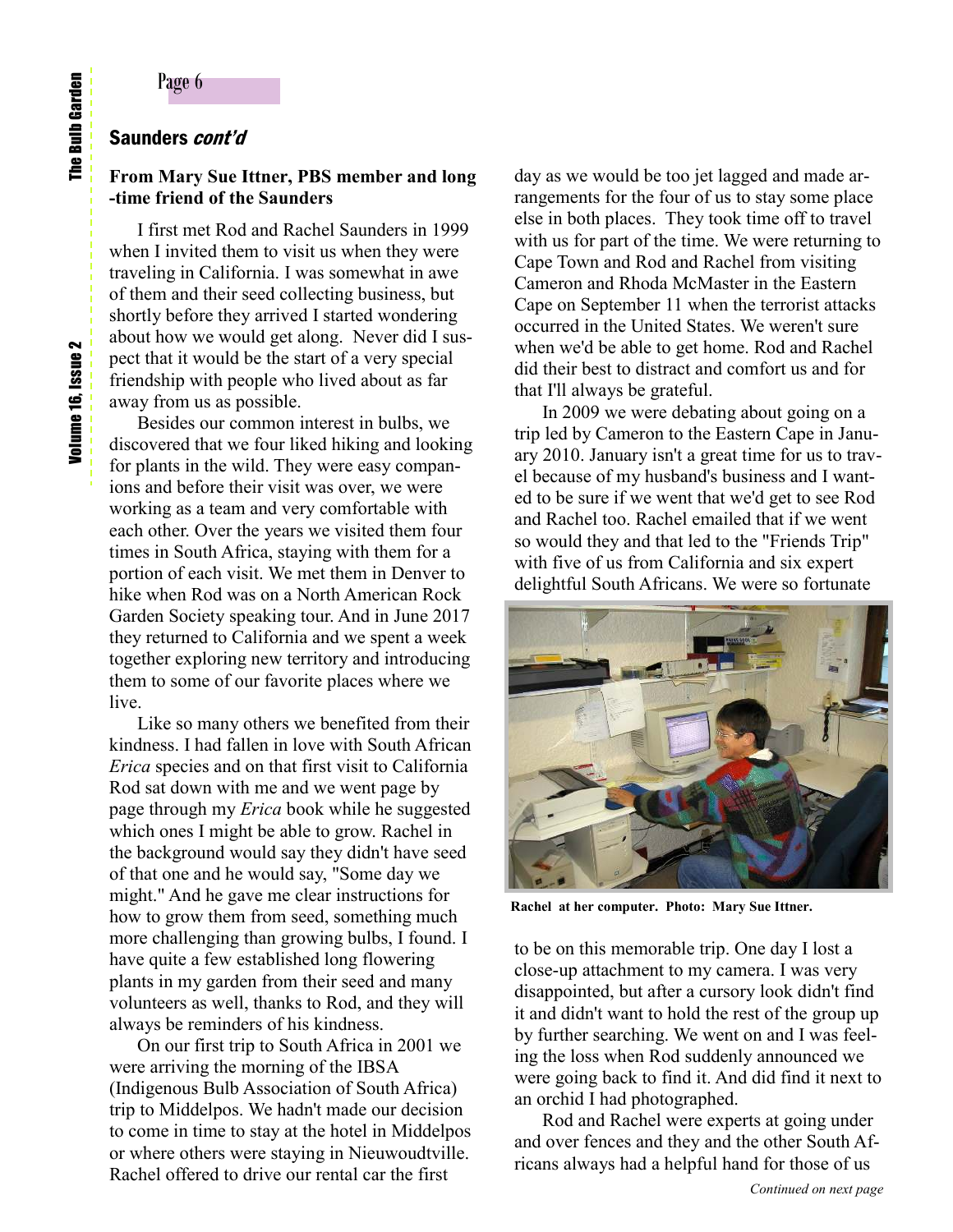## Saunders *cont'd*

### From Mary Sue Ittner, PBS member and long-time friend of the Saunders

I first met Rod and Rachel Saunders in 1999 when I invited them to visit us when they were traveling in California. I was somewhat in awe of them and their seed collecting business, but shortly before they arrived I started wondering about how we would get along. Never did I suspect that it would be the start of a very special friendship with people who lived about as far away from us as possible.

Besides our common interest in bulbs, we discovered that we four liked hiking and looking for plants in the wild. They were easy companions and before their visit was over, we were working as a team and very comfortable with each other. Over the years we visited them four times in South Africa, staying with them for a portion of each visit. We met them in Denver to hike when Rod was on a North American Rock Garden Society speaking tour. And in June 2017 they returned to California and we spent a week together exploring new territory and introducing them to some of our favorite places where we live.

Like so many others we benefited from their kindness. I had fallen in love with South African *Erica* species and on that first visit to California Rod sat down with me and we went page by page through my *Erica* book while he suggested which ones I might be able to grow. Rachel in the background would say they didn't have seed of that one and he would say, "Some day we might." And he gave me clear instructions for how to grow them from seed, something much more challenging than growing bulbs, I found. I have quite a few established long flowering plants in my garden from their seed and many volunteers as well, thanks to Rod, and they will always be reminders of his kindness.

On our first trip to South Africa in 2001 we were arriving the morning of the IBSA (Indigenous Bulb Association of South Africa) trip to Middelpos. We hadn't made our decision to come in time to stay at the hotel in Middelpos or where others were staying in Nieuwoudtville. Rachel offered to drive our rental car the first day as we would be too jet lagged and made arrangements for the four of us to stay some place else in both places. They took time off to travel with us for part of the time. We were returning to Cape Town and Rod and Rachel from visiting Cameron and Rhoda McMaster in the Eastern Cape on September 11 when the terrorist attacks occurred in the United States. We weren't sure when we'd be able to get home. Rod and Rachel did their best to distract and comfort us and for that I'll always be grateful.

In 2009 we were debating about going on a trip led by Cameron to the Eastern Cape in January 2010. January isn't a great time for us to travel because of my husband's business and I wanted to be sure if we went that we'd get to see Rod and Rachel too. Rachel emailed that if we went so would they and that led to the "Friends Trip" with five of us from California and six expert delightful South Africans. We were so fortunate to be on this memorable trip. One day I lost a close-up attachment to my camera. I was very disappointed, but after a cursory look didn't find it and didn't want to hold the rest of the group up by further searching. We went on and I was feeling the loss when Rod suddenly announced we were going back to find it. And did find it next to an orchid I had photographed.

**Rachel at her computer. Photo: Mary Sue Ittner.**

Rod and Rachel were experts at going under and over fences and they and the other South Africans always had a helpful hand for those of us

*Continued on next page*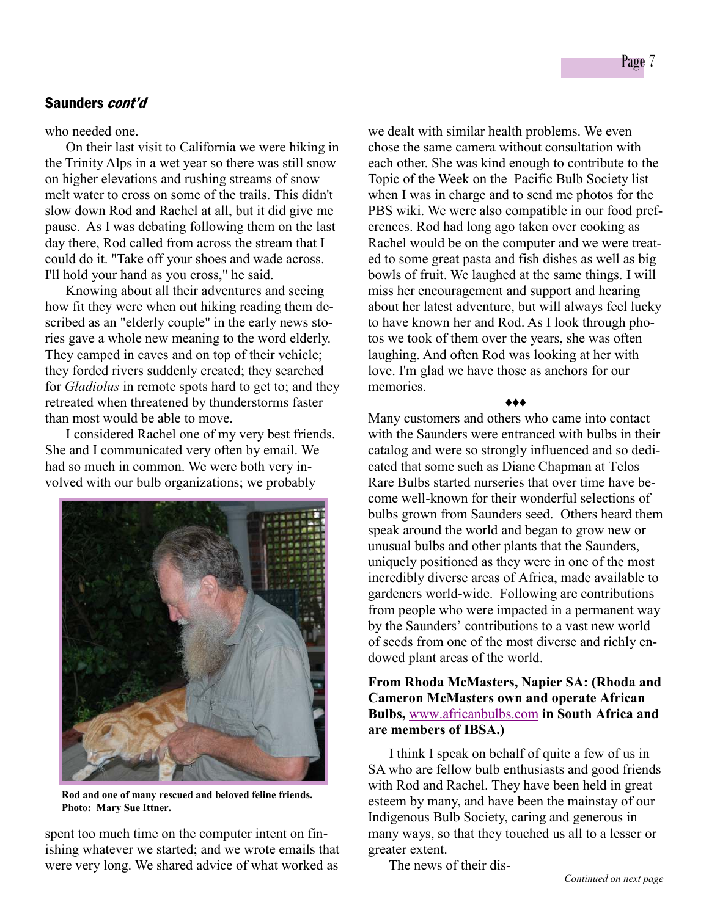## Saunders *cont'd*

who needed one.

On their last visit to California we were hiking in the Trinity Alps in a wet year so there was still snow on higher elevations and rushing streams of snow melt water to cross on some of the trails. This didn't slow down Rod and Rachel at all, but it did give me pause. As I was debating following them on the last day there, Rod called from across the stream that I could do it. "Take off your shoes and wade across. I'll hold your hand as you cross," he said.

Knowing about all their adventures and seeing how fit they were when out hiking reading them described as an "elderly couple" in the early news stories gave a whole new meaning to the word elderly. They camped in caves and on top of their vehicle; they forded rivers suddenly created; they searched for *Gladiolus* in remote spots hard to get to; and they retreated when threatened by thunderstorms faster than most would be able to move.

I considered Rachel one of my very best friends. She and I communicated very often by email. We had so much in common. We were both very involved with our bulb organizations; we probably spent too much time on the computer intent on finishing whatever we started; and we wrote emails that were very long. We shared advice of what worked as we dealt with similar health problems. We even chose the same camera without consultation with each other. She was kind enough to contribute to the Topic of the Week on the Pacific Bulb Society list when I was in charge and to send me photos for the PBS wiki. We were also compatible in our food preferences. Rod had long ago taken over cooking as Rachel would be on the computer and we were treated to some great pasta and fish dishes as well as big bowls of fruit. We laughed at the same things. I will miss her encouragement and support and hearing about her latest adventure, but will always feel lucky to have known her and Rod. As I look through photos we took of them over the years, she was often laughing. And often Rod was looking at her with love. I'm glad we have those as anchors for our memories.

**Rod and one of many rescued and beloved feline friends. Photo: Mary Sue Ittner.**

♦♦♦

Many customers and others who came into contact with the Saunders were entranced with bulbs in their catalog and were so strongly influenced and so dedicated that some such as Diane Chapman at Telos Rare Bulbs started nurseries that over time have become well-known for their wonderful selections of bulbs grown from Saunders seed. Others heard them speak around the world and began to grow new or unusual bulbs and other plants that the Saunders, uniquely positioned as they were in one of the most incredibly diverse areas of Africa, made available to gardeners world-wide. Following are contributions from people who were impacted in a permanent way by the Saunders' contributions to a vast new world of seeds from one of the most diverse and richly endowed plant areas of the world.

**From Rhoda McMasters, Napier SA: (Rhoda and Cameron McMasters own and operate African Bulbs, www.africanbulbs.com in South Africa and are members of IBSA.)**

I think I speak on behalf of quite a few of us in SA who are fellow bulb enthusiasts and good friends with Rod and Rachel. They have been held in great esteem by many, and have been the mainstay of our Indigenous Bulb Society, caring and generous in many ways, so that they touched us all to a lesser or greater extent.

The news of their dis-

*Continued on next page*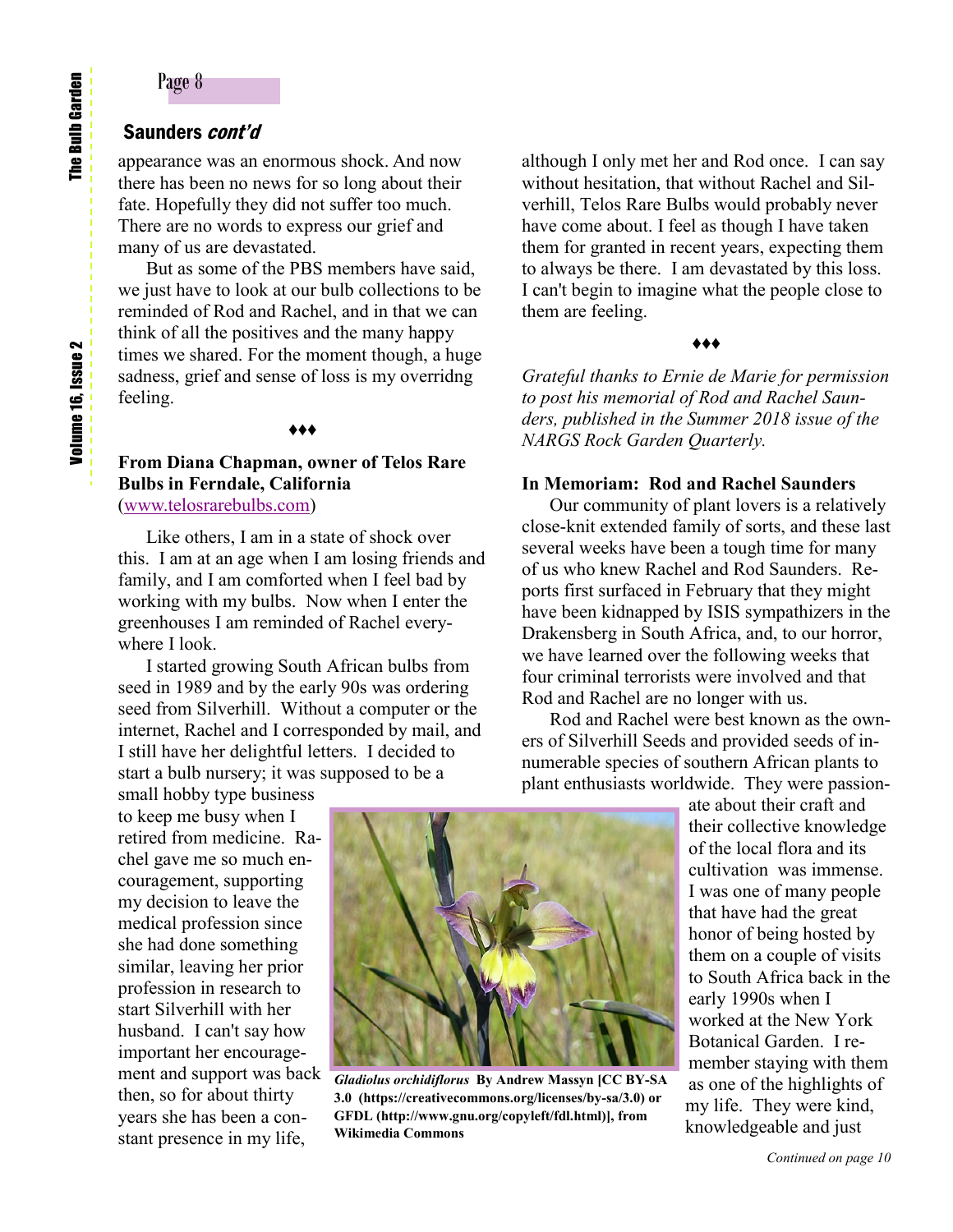## Saunders *cont'd*

appearance was an enormous shock. And now there has been no news for so long about their fate. Hopefully they did not suffer too much. There are no words to express our grief and many of us are devastated.

But as some of the PBS members have said, we just have to look at our bulb collections to be reminded of Rod and Rachel, and in that we can think of all the positives and the many happy times we shared. For the moment though, a huge sadness, grief and sense of loss is my overridng feeling.

♦♦♦

**From Diana Chapman, owner of Telos Rare Bulbs in Ferndale, California**
(www.telosrarebulbs.com)

Like others, I am in a state of shock over this. I am at an age when I am losing friends and family, and I am comforted when I feel bad by working with my bulbs. Now when I enter the greenhouses I am reminded of Rachel everywhere I look.

I started growing South African bulbs from seed in 1989 and by the early 90s was ordering seed from Silverhill. Without a computer or the internet, Rachel and I corresponded by mail, and I still have her delightful letters. I decided to start a bulb nursery; it was supposed to be a small hobby type business to keep me busy when I retired from medicine. Rachel gave me so much encouragement, supporting my decision to leave the medical profession since she had done something similar, leaving her prior profession in research to start Silverhill with her husband. I can't say how important her encouragement and support was back then, so for about thirty years she has been a constant presence in my life, although I only met her and Rod once. I can say without hesitation, that without Rachel and Silverhill, Telos Rare Bulbs would probably never have come about. I feel as though I have taken them for granted in recent years, expecting them to always be there. I am devastated by this loss. I can't begin to imagine what the people close to them are feeling.

♦♦♦

*Grateful thanks to Ernie de Marie for permission to post his memorial of Rod and Rachel Saunders, published in the Summer 2018 issue of the NARGS Rock Garden Quarterly.*

**In Memoriam: Rod and Rachel Saunders**

Our community of plant lovers is a relatively close-knit extended family of sorts, and these last several weeks have been a tough time for many of us who knew Rachel and Rod Saunders. Reports first surfaced in February that they might have been kidnapped by ISIS sympathizers in the Drakensberg in South Africa, and, to our horror, we have learned over the following weeks that four criminal terrorists were involved and that Rod and Rachel are no longer with us.

Rod and Rachel were best known as the owners of Silverhill Seeds and provided seeds of innumerable species of southern African plants to plant enthusiasts worldwide. They were passionate about their craft and their collective knowledge of the local flora and its cultivation was immense. I was one of many people that have had the great honor of being hosted by them on a couple of visits to South Africa back in the early 1990s when I worked at the New York Botanical Garden. I remember staying with them as one of the highlights of my life. They were kind, knowledgeable and just

*Gladiolus orchidiflorus* **By Andrew Massyn [CC BY-SA 3.0 (https://creativecommons.org/licenses/by-sa/3.0) or GFDL (http://www.gnu.org/copyleft/fdl.html)], from Wikimedia Commons**

*Continued on page 10*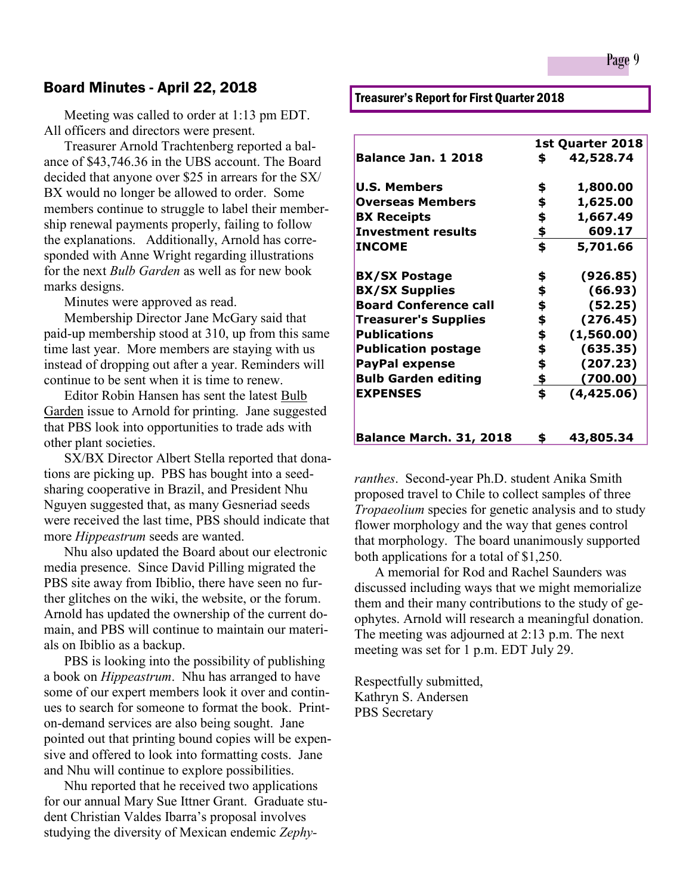## Board Minutes - April 22, 2018

Meeting was called to order at 1:13 pm EDT. All officers and directors were present.

Treasurer Arnold Trachtenberg reported a balance of $43,746.36 in the UBS account. The Board decided that anyone over $25 in arrears for the SX/BX would no longer be allowed to order. Some members continue to struggle to label their membership renewal payments properly, failing to follow the explanations. Additionally, Arnold has corresponded with Anne Wright regarding illustrations for the next *Bulb Garden* as well as for new book marks designs.

Minutes were approved as read.

Membership Director Jane McGary said that paid-up membership stood at 310, up from this same time last year. More members are staying with us instead of dropping out after a year. Reminders will continue to be sent when it is time to renew.

Editor Robin Hansen has sent the latest Bulb Garden issue to Arnold for printing. Jane suggested that PBS look into opportunities to trade ads with other plant societies.

SX/BX Director Albert Stella reported that donations are picking up. PBS has bought into a seed-sharing cooperative in Brazil, and President Nhu Nguyen suggested that, as many Gesneriad seeds were received the last time, PBS should indicate that more *Hippeastrum* seeds are wanted.

Nhu also updated the Board about our electronic media presence. Since David Pilling migrated the PBS site away from Ibiblio, there have seen no further glitches on the wiki, the website, or the forum. Arnold has updated the ownership of the current domain, and PBS will continue to maintain our materials on Ibiblio as a backup.

PBS is looking into the possibility of publishing a book on *Hippeastrum*. Nhu has arranged to have some of our expert members look it over and continues to search for someone to format the book. Print-on-demand services are also being sought. Jane pointed out that printing bound copies will be expensive and offered to look into formatting costs. Jane and Nhu will continue to explore possibilities.

Nhu reported that he received two applications for our annual Mary Sue Ittner Grant. Graduate student Christian Valdes Ibarra's proposal involves studying the diversity of Mexican endemic *Zephyranthes*. Second-year Ph.D. student Anika Smith proposed travel to Chile to collect samples of three *Tropaeolium* species for genetic analysis and to study flower morphology and the way that genes control that morphology. The board unanimously supported both applications for a total of $1,250.

A memorial for Rod and Rachel Saunders was discussed including ways that we might memorialize them and their many contributions to the study of geophytes. Arnold will research a meaningful donation. The meeting was adjourned at 2:13 p.m. The next meeting was set for 1 p.m. EDT July 29.

Respectfully submitted,
Kathryn S. Andersen
PBS Secretary

### Treasurer's Report for First Quarter 2018

| | | 1st Quarter 2018 |
|---|---|---|
| **Balance Jan. 1 2018** | **$** | **42,528.74** |
| | | |
| **U.S. Members** | **$** | **1,800.00** |
| **Overseas Members** | **$** | **1,625.00** |
| **BX Receipts** | **$** | **1,667.49** |
| **Investment results** | **$** | **609.17** |
| **INCOME** | **$** | **5,701.66** |
| | | |
| **BX/SX Postage** | **$** | **(926.85)** |
| **BX/SX Supplies** | **$** | **(66.93)** |
| **Board Conference call** | **$** | **(52.25)** |
| **Treasurer's Supplies** | **$** | **(276.45)** |
| **Publications** | **$** | **(1,560.00)** |
| **Publication postage** | **$** | **(635.35)** |
| **PayPal expense** | **$** | **(207.23)** |
| **Bulb Garden editing** | **$** | **(700.00)** |
| **EXPENSES** | **$** | **(4,425.06)** |
| | | |
| **Balance March. 31, 2018** | **$** | **43,805.34** |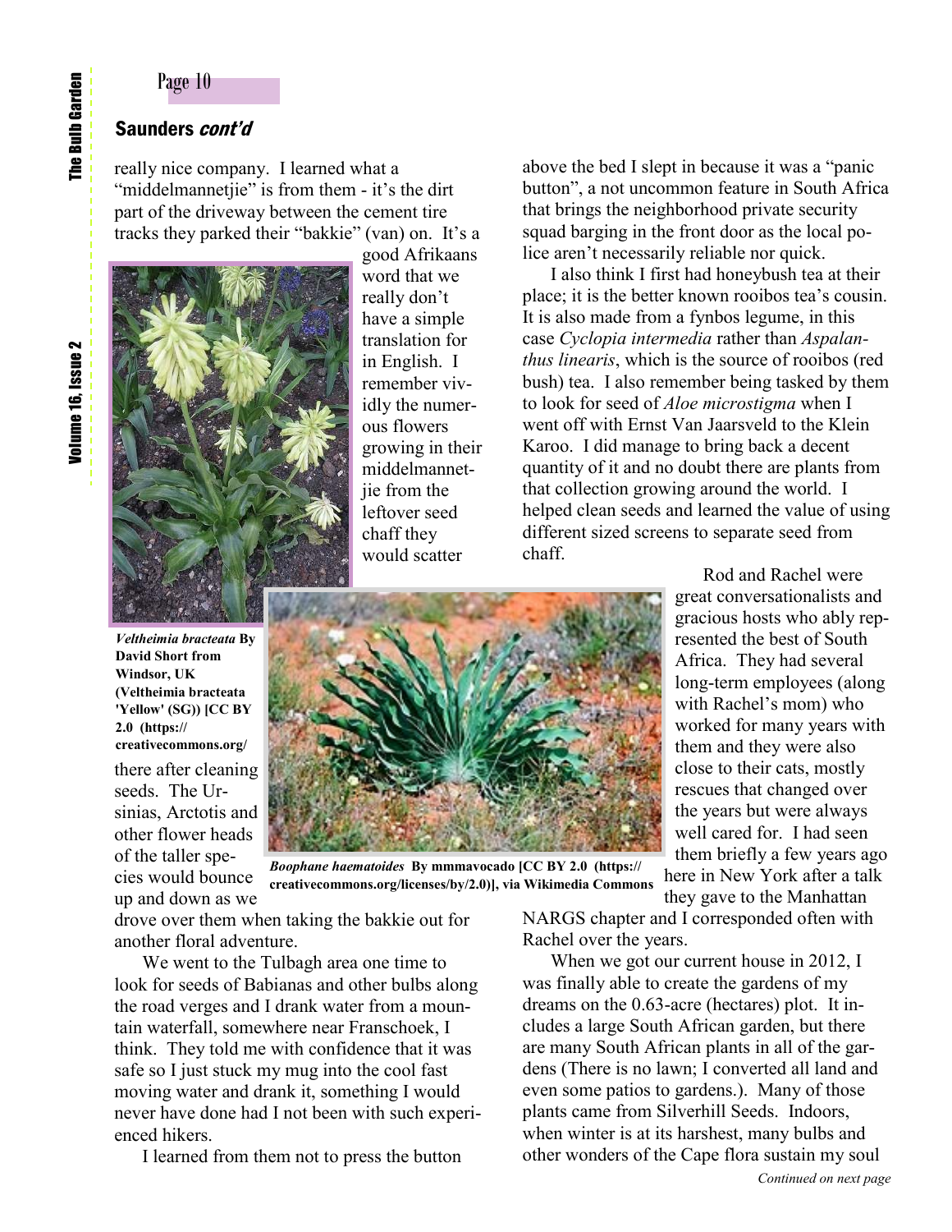## Saunders *cont'd*

really nice company. I learned what a "middelmannetjie" is from them - it's the dirt part of the driveway between the cement tire tracks they parked their "bakkie" (van) on. It's a good Afrikaans word that we really don't have a simple translation for in English. I remember vividly the numerous flowers growing in their middelmannetjie from the leftover seed chaff they would scatter there after cleaning seeds. The Ursinias, Arctotis and other flower heads of the taller species would bounce up and down as we drove over them when taking the bakkie out for another floral adventure.

*Veltheimia bracteata* **By David Short from Windsor, UK (Veltheimia bracteata 'Yellow' (SG)) [CC BY 2.0 (https://creativecommons.org/**

*Boophane haematoides* **By mmmavocado [CC BY 2.0 (https://creativecommons.org/licenses/by/2.0)], via Wikimedia Commons**

We went to the Tulbagh area one time to look for seeds of Babianas and other bulbs along the road verges and I drank water from a mountain waterfall, somewhere near Franschoek, I think. They told me with confidence that it was safe so I just stuck my mug into the cool fast moving water and drank it, something I would never have done had I not been with such experienced hikers.

I learned from them not to press the button above the bed I slept in because it was a "panic button", a not uncommon feature in South Africa that brings the neighborhood private security squad barging in the front door as the local police aren't necessarily reliable nor quick.

I also think I first had honeybush tea at their place; it is the better known rooibos tea's cousin. It is also made from a fynbos legume, in this case *Cyclopia intermedia* rather than *Aspalanthus linearis*, which is the source of rooibos (red bush) tea. I also remember being tasked by them to look for seed of *Aloe microstigma* when I went off with Ernst Van Jaarsveld to the Klein Karoo. I did manage to bring back a decent quantity of it and no doubt there are plants from that collection growing around the world. I helped clean seeds and learned the value of using different sized screens to separate seed from chaff.

Rod and Rachel were great conversationalists and gracious hosts who ably represented the best of South Africa. They had several long-term employees (along with Rachel's mom) who worked for many years with them and they were also close to their cats, mostly rescues that changed over the years but were always well cared for. I had seen them briefly a few years ago here in New York after a talk they gave to the Manhattan NARGS chapter and I corresponded often with Rachel over the years.

When we got our current house in 2012, I was finally able to create the gardens of my dreams on the 0.63-acre (hectares) plot. It includes a large South African garden, but there are many South African plants in all of the gardens (There is no lawn; I converted all land and even some patios to gardens.). Many of those plants came from Silverhill Seeds. Indoors, when winter is at its harshest, many bulbs and other wonders of the Cape flora sustain my soul

*Continued on next page*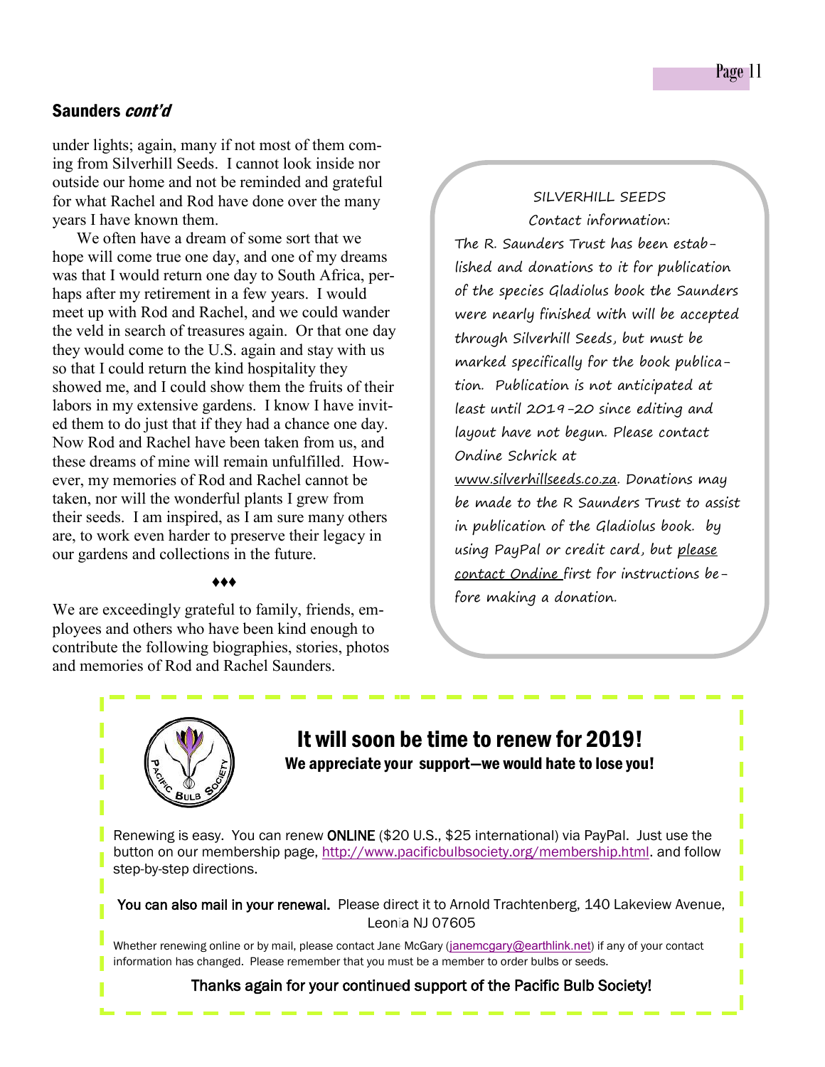## Saunders *cont'd*

under lights; again, many if not most of them coming from Silverhill Seeds. I cannot look inside nor outside our home and not be reminded and grateful for what Rachel and Rod have done over the many years I have known them.

We often have a dream of some sort that we hope will come true one day, and one of my dreams was that I would return one day to South Africa, perhaps after my retirement in a few years. I would meet up with Rod and Rachel, and we could wander the veld in search of treasures again. Or that one day they would come to the U.S. again and stay with us so that I could return the kind hospitality they showed me, and I could show them the fruits of their labors in my extensive gardens. I know I have invited them to do just that if they had a chance one day. Now Rod and Rachel have been taken from us, and these dreams of mine will remain unfulfilled. However, my memories of Rod and Rachel cannot be taken, nor will the wonderful plants I grew from their seeds. I am inspired, as I am sure many others are, to work even harder to preserve their legacy in our gardens and collections in the future.

♦♦♦

We are exceedingly grateful to family, friends, employees and others who have been kind enough to contribute the following biographies, stories, photos and memories of Rod and Rachel Saunders.

SILVERHILL SEEDS

Contact information:

The R. Saunders Trust has been established and donations to it for publication of the species Gladiolus book the Saunders were nearly finished with will be accepted through Silverhill Seeds, but must be marked specifically for the book publication. Publication is not anticipated at least until 2019-20 since editing and layout have not begun. Please contact Ondine Schrick at www.silverhillseeds.co.za. Donations may be made to the R Saunders Trust to assist in publication of the Gladiolus book. by using PayPal or credit card, but please contact Ondine first for instructions before making a donation.

## It will soon be time to renew for 2019!

**We appreciate your support—we would hate to lose you!**

Renewing is easy. You can renew ONLINE ($20 U.S., $25 international) via PayPal. Just use the button on our membership page, http://www.pacificbulbsociety.org/membership.html. and follow step-by-step directions.

You can also mail in your renewal. Please direct it to Arnold Trachtenberg, 140 Lakeview Avenue, Leonia NJ 07605

Whether renewing online or by mail, please contact Jane McGary (janemcgary@earthlink.net) if any of your contact information has changed. Please remember that you must be a member to order bulbs or seeds.

Thanks again for your continued support of the Pacific Bulb Society!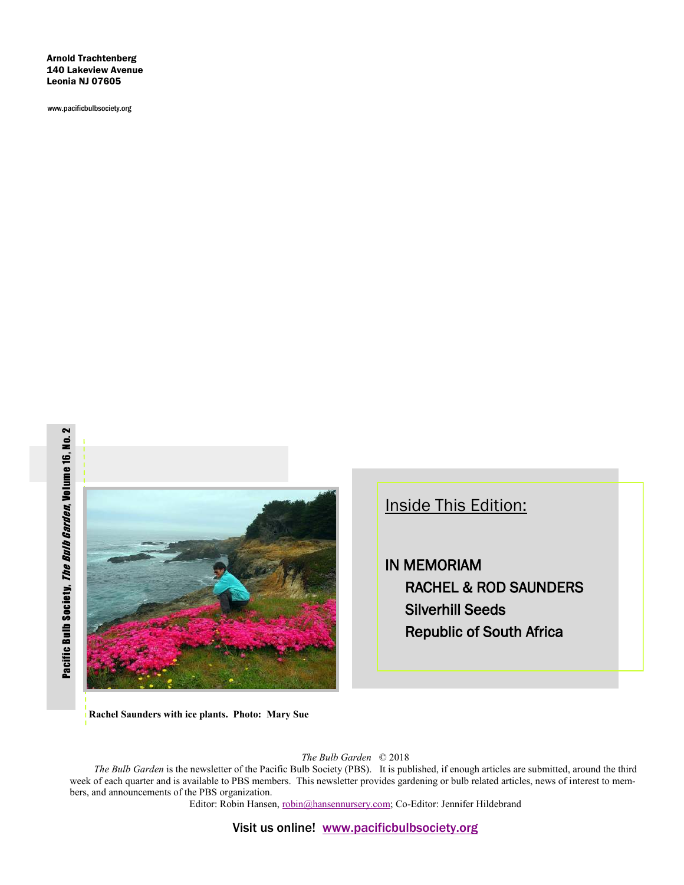Arnold Trachtenberg
140 Lakeview Avenue
Leonia NJ 07605

www.pacificbulbsociety.org

Pacific Bulb Society, *The Bulb Garden*, Volume 16, No. 2

**Rachel Saunders with ice plants. Photo: Mary Sue**

## Inside This Edition:

IN MEMORIAM
RACHEL & ROD SAUNDERS
Silverhill Seeds
Republic of South Africa

*The Bulb Garden* © 2018

*The Bulb Garden* is the newsletter of the Pacific Bulb Society (PBS). It is published, if enough articles are submitted, around the third week of each quarter and is available to PBS members. This newsletter provides gardening or bulb related articles, news of interest to members, and announcements of the PBS organization.

Editor: Robin Hansen, robin@hansennursery.com; Co-Editor: Jennifer Hildebrand

Visit us online! www.pacificbulbsociety.org